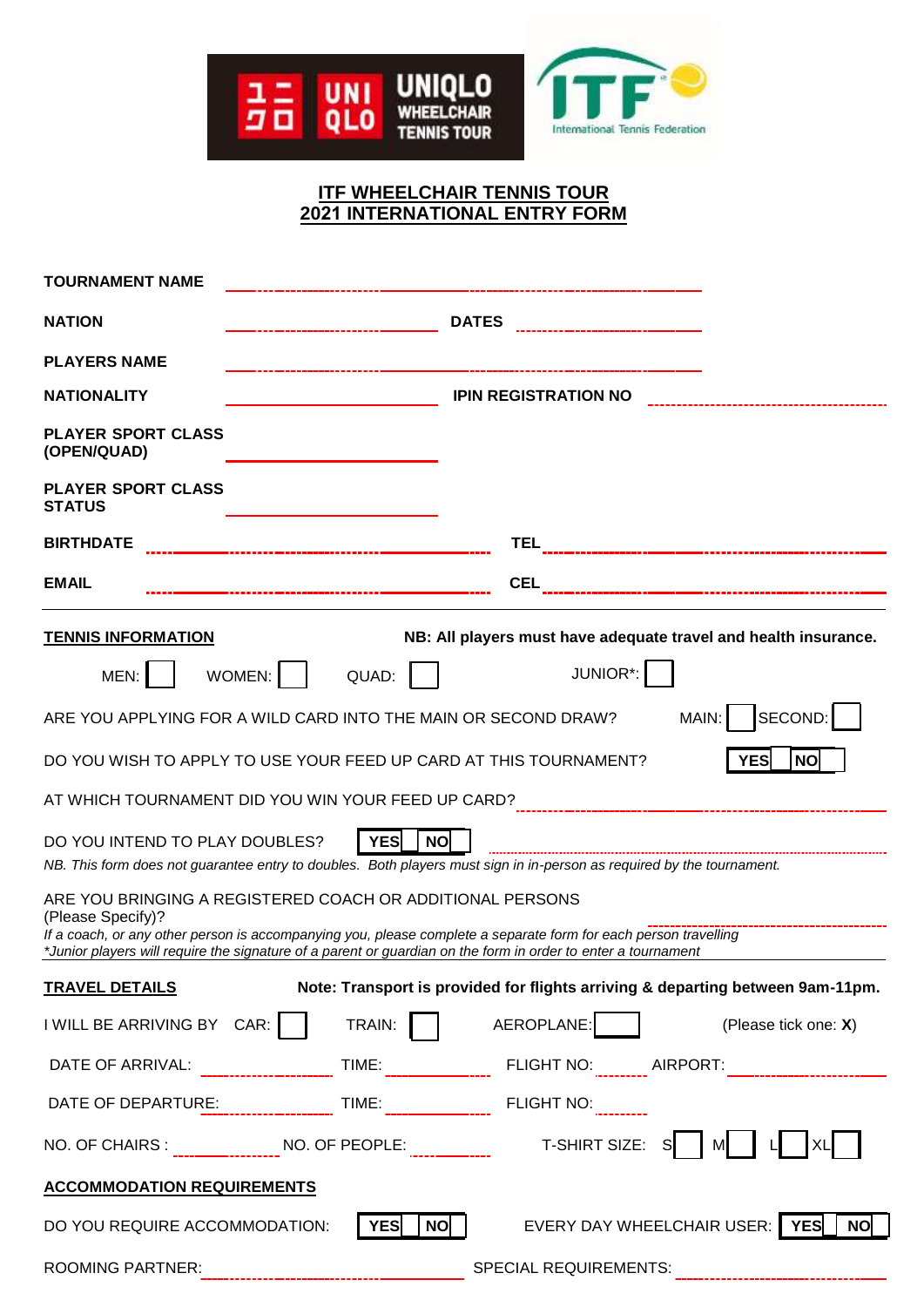# ITF WHEELCHAIR TENNIS TOUR
# 2021 INTERNATIONAL ENTRY FORM

**TOURNAMENT NAME** ______________________________

**NATION** ______________ **DATES** ______________

**PLAYERS NAME** ______________________________

**NATIONALITY** ______________ **IPIN REGISTRATION NO** ______________

**PLAYER SPORT CLASS (OPEN/QUAD)** ______________

**PLAYER SPORT CLASS STATUS** ______________

**BIRTHDATE** ______________ **TEL** ______________

**EMAIL** ______________ **CEL** ______________

---

**TENNIS INFORMATION** **NB: All players must have adequate travel and health insurance.**

MEN: ☐ WOMEN: ☐ QUAD: ☐ JUNIOR*: ☐

ARE YOU APPLYING FOR A WILD CARD INTO THE MAIN OR SECOND DRAW? MAIN: ☐ SECOND: ☐

DO YOU WISH TO APPLY TO USE YOUR FEED UP CARD AT THIS TOURNAMENT? YES ☐ NO ☐

AT WHICH TOURNAMENT DID YOU WIN YOUR FEED UP CARD? ______________

DO YOU INTEND TO PLAY DOUBLES? YES ☐ NO ☐ ______________

*NB. This form does not guarantee entry to doubles. Both players must sign in in-person as required by the tournament.*

ARE YOU BRINGING A REGISTERED COACH OR ADDITIONAL PERSONS (Please Specify)? ______________

*If a coach, or any other person is accompanying you, please complete a separate form for each person travelling*

*\*Junior players will require the signature of a parent or guardian on the form in order to enter a tournament*

---

**TRAVEL DETAILS** **Note: Transport is provided for flights arriving & departing between 9am-11pm.**

I WILL BE ARRIVING BY CAR: ☐ TRAIN: ☐ AEROPLANE: ☐ (Please tick one: **X**)

DATE OF ARRIVAL: ______ TIME: ______ FLIGHT NO: ______ AIRPORT: ______

DATE OF DEPARTURE: ______ TIME: ______ FLIGHT NO: ______

NO. OF CHAIRS : ______ NO. OF PEOPLE: ______ T-SHIRT SIZE: S ☐ M ☐ L ☐ XL ☐

**ACCOMMODATION REQUIREMENTS**

DO YOU REQUIRE ACCOMMODATION: YES ☐ NO ☐ EVERY DAY WHEELCHAIR USER: YES ☐ NO ☐

ROOMING PARTNER: ______________ SPECIAL REQUIREMENTS: ______________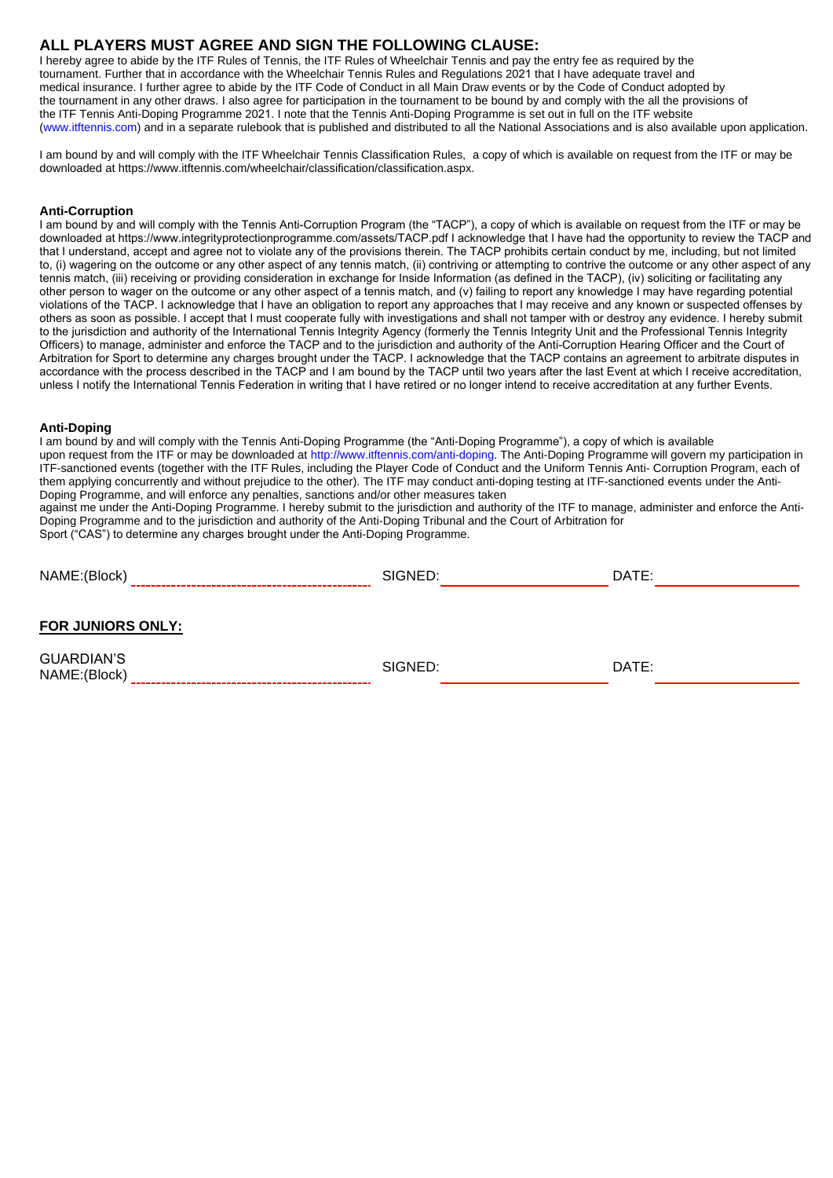## ALL PLAYERS MUST AGREE AND SIGN THE FOLLOWING CLAUSE:

I hereby agree to abide by the ITF Rules of Tennis, the ITF Rules of Wheelchair Tennis and pay the entry fee as required by the tournament. Further that in accordance with the Wheelchair Tennis Rules and Regulations 2021 that I have adequate travel and medical insurance. I further agree to abide by the ITF Code of Conduct in all Main Draw events or by the Code of Conduct adopted by the tournament in any other draws. I also agree for participation in the tournament to be bound by and comply with the all the provisions of the ITF Tennis Anti-Doping Programme 2021. I note that the Tennis Anti-Doping Programme is set out in full on the ITF website (www.itftennis.com) and in a separate rulebook that is published and distributed to all the National Associations and is also available upon application.

I am bound by and will comply with the ITF Wheelchair Tennis Classification Rules, a copy of which is available on request from the ITF or may be downloaded at https://www.itftennis.com/wheelchair/classification/classification.aspx.

**Anti-Corruption**

I am bound by and will comply with the Tennis Anti-Corruption Program (the "TACP"), a copy of which is available on request from the ITF or may be downloaded at https://www.integrityprotectionprogramme.com/assets/TACP.pdf I acknowledge that I have had the opportunity to review the TACP and that I understand, accept and agree not to violate any of the provisions therein. The TACP prohibits certain conduct by me, including, but not limited to, (i) wagering on the outcome or any other aspect of any tennis match, (ii) contriving or attempting to contrive the outcome or any other aspect of any tennis match, (iii) receiving or providing consideration in exchange for Inside Information (as defined in the TACP), (iv) soliciting or facilitating any other person to wager on the outcome or any other aspect of a tennis match, and (v) failing to report any knowledge I may have regarding potential violations of the TACP. I acknowledge that I have an obligation to report any approaches that I may receive and any known or suspected offenses by others as soon as possible. I accept that I must cooperate fully with investigations and shall not tamper with or destroy any evidence. I hereby submit to the jurisdiction and authority of the International Tennis Integrity Agency (formerly the Tennis Integrity Unit and the Professional Tennis Integrity Officers) to manage, administer and enforce the TACP and to the jurisdiction and authority of the Anti-Corruption Hearing Officer and the Court of Arbitration for Sport to determine any charges brought under the TACP. I acknowledge that the TACP contains an agreement to arbitrate disputes in accordance with the process described in the TACP and I am bound by the TACP until two years after the last Event at which I receive accreditation, unless I notify the International Tennis Federation in writing that I have retired or no longer intend to receive accreditation at any further Events.

**Anti-Doping**

I am bound by and will comply with the Tennis Anti-Doping Programme (the "Anti-Doping Programme"), a copy of which is available upon request from the ITF or may be downloaded at http://www.itftennis.com/anti-doping. The Anti-Doping Programme will govern my participation in ITF-sanctioned events (together with the ITF Rules, including the Player Code of Conduct and the Uniform Tennis Anti- Corruption Program, each of them applying concurrently and without prejudice to the other). The ITF may conduct anti-doping testing at ITF-sanctioned events under the Anti-Doping Programme, and will enforce any penalties, sanctions and/or other measures taken against me under the Anti-Doping Programme. I hereby submit to the jurisdiction and authority of the ITF to manage, administer and enforce the Anti-Doping Programme and to the jurisdiction and authority of the Anti-Doping Tribunal and the Court of Arbitration for Sport ("CAS") to determine any charges brought under the Anti-Doping Programme.

NAME:(Block) ______________________ SIGNED: ______________ DATE: ______________

**FOR JUNIORS ONLY:**

GUARDIAN'S NAME:(Block) ______________________ SIGNED: ______________ DATE: ______________